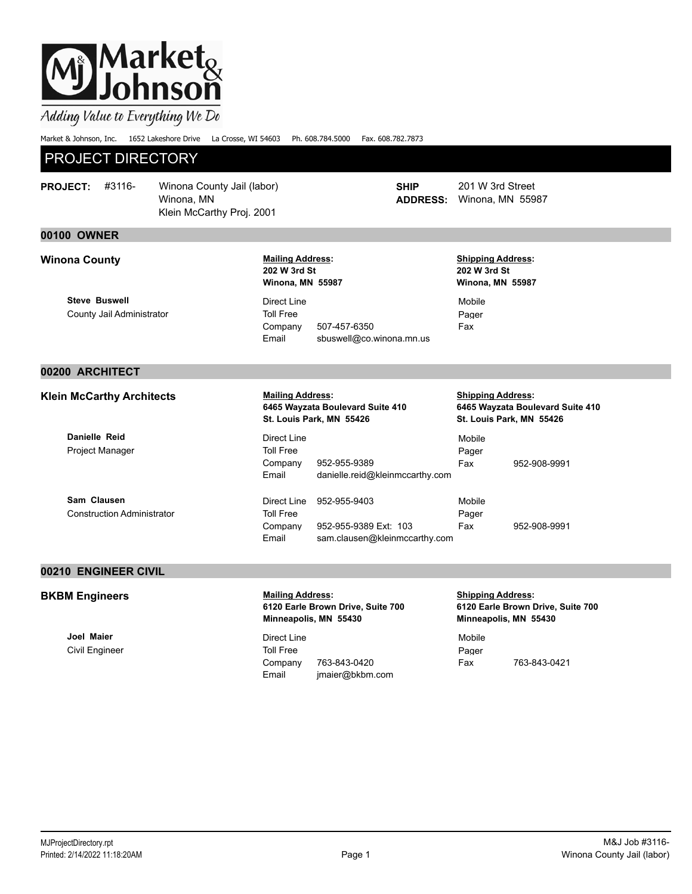# Market & Johnson

*Adding Value to Everything We Do*

Market & Johnson, Inc. 1652 Lakeshore Drive La Crosse, WI 54603 Ph. 608.784.5000 Fax. 608.782.7873

## PROJECT DIRECTORY

**PROJECT:** #3116- Winona County Jail (labor)
Winona, MN
Klein McCarthy Proj. 2001

**SHIP ADDRESS:** 201 W 3rd Street
Winona, MN 55987

### 00100 OWNER

**Winona County**

**Mailing Address:**
**202 W 3rd St**
**Winona, MN 55987**

**Shipping Address:**
**202 W 3rd St**
**Winona, MN 55987**

**Steve Buswell**
County Jail Administrator

| | | | |
|---|---|---|---|
| Direct Line | | Mobile | |
| Toll Free | | Pager | |
| Company | 507-457-6350 | Fax | |
| Email | sbuswell@co.winona.mn.us | | |

### 00200 ARCHITECT

**Klein McCarthy Architects**

**Mailing Address:**
**6465 Wayzata Boulevard Suite 410**
**St. Louis Park, MN 55426**

**Shipping Address:**
**6465 Wayzata Boulevard Suite 410**
**St. Louis Park, MN 55426**

**Danielle Reid**
Project Manager

| | | | |
|---|---|---|---|
| Direct Line | | Mobile | |
| Toll Free | | Pager | |
| Company | 952-955-9389 | Fax | 952-908-9991 |
| Email | danielle.reid@kleinmccarthy.com | | |

**Sam Clausen**
Construction Administrator

| | | | |
|---|---|---|---|
| Direct Line | 952-955-9403 | Mobile | |
| Toll Free | | Pager | |
| Company | 952-955-9389 Ext: 103 | Fax | 952-908-9991 |
| Email | sam.clausen@kleinmccarthy.com | | |

### 00210 ENGINEER CIVIL

**BKBM Engineers**

**Mailing Address:**
**6120 Earle Brown Drive, Suite 700**
**Minneapolis, MN 55430**

**Shipping Address:**
**6120 Earle Brown Drive, Suite 700**
**Minneapolis, MN 55430**

**Joel Maier**
Civil Engineer

| | | | |
|---|---|---|---|
| Direct Line | | Mobile | |
| Toll Free | | Pager | |
| Company | 763-843-0420 | Fax | 763-843-0421 |
| Email | jmaier@bkbm.com | | |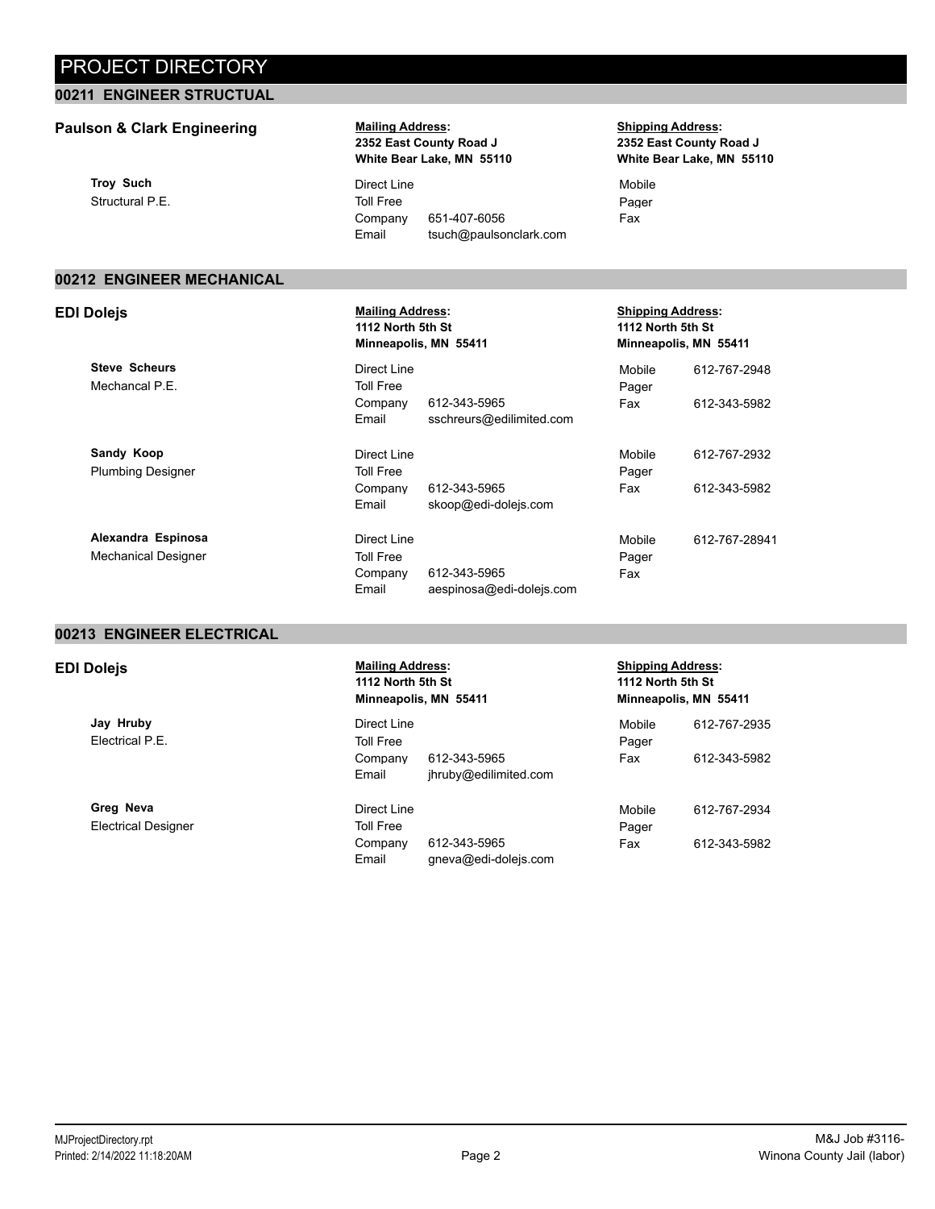# PROJECT DIRECTORY

## 00211 ENGINEER STRUCTUAL

### Paulson & Clark Engineering

**Mailing Address:**
**2352 East County Road J**
**White Bear Lake, MN 55110**

**Shipping Address:**
**2352 East County Road J**
**White Bear Lake, MN 55110**

**Troy Such**
Structural P.E.

| | | | |
|---|---|---|---|
| Direct Line | | Mobile | |
| Toll Free | | Pager | |
| Company | 651-407-6056 | Fax | |
| Email | tsuch@paulsonclark.com | | |

## 00212 ENGINEER MECHANICAL

### EDI Dolejs

**Mailing Address:**
**1112 North 5th St**
**Minneapolis, MN 55411**

**Shipping Address:**
**1112 North 5th St**
**Minneapolis, MN 55411**

**Steve Scheurs**
Mechancal P.E.

| | | | |
|---|---|---|---|
| Direct Line | | Mobile | 612-767-2948 |
| Toll Free | | Pager | |
| Company | 612-343-5965 | Fax | 612-343-5982 |
| Email | sschreurs@edilimited.com | | |

**Sandy Koop**
Plumbing Designer

| | | | |
|---|---|---|---|
| Direct Line | | Mobile | 612-767-2932 |
| Toll Free | | Pager | |
| Company | 612-343-5965 | Fax | 612-343-5982 |
| Email | skoop@edi-dolejs.com | | |

**Alexandra Espinosa**
Mechanical Designer

| | | | |
|---|---|---|---|
| Direct Line | | Mobile | 612-767-28941 |
| Toll Free | | Pager | |
| Company | 612-343-5965 | Fax | |
| Email | aespinosa@edi-dolejs.com | | |

## 00213 ENGINEER ELECTRICAL

### EDI Dolejs

**Mailing Address:**
**1112 North 5th St**
**Minneapolis, MN 55411**

**Shipping Address:**
**1112 North 5th St**
**Minneapolis, MN 55411**

**Jay Hruby**
Electrical P.E.

| | | | |
|---|---|---|---|
| Direct Line | | Mobile | 612-767-2935 |
| Toll Free | | Pager | |
| Company | 612-343-5965 | Fax | 612-343-5982 |
| Email | jhruby@edilimited.com | | |

**Greg Neva**
Electrical Designer

| | | | |
|---|---|---|---|
| Direct Line | | Mobile | 612-767-2934 |
| Toll Free | | Pager | |
| Company | 612-343-5965 | Fax | 612-343-5982 |
| Email | gneva@edi-dolejs.com | | |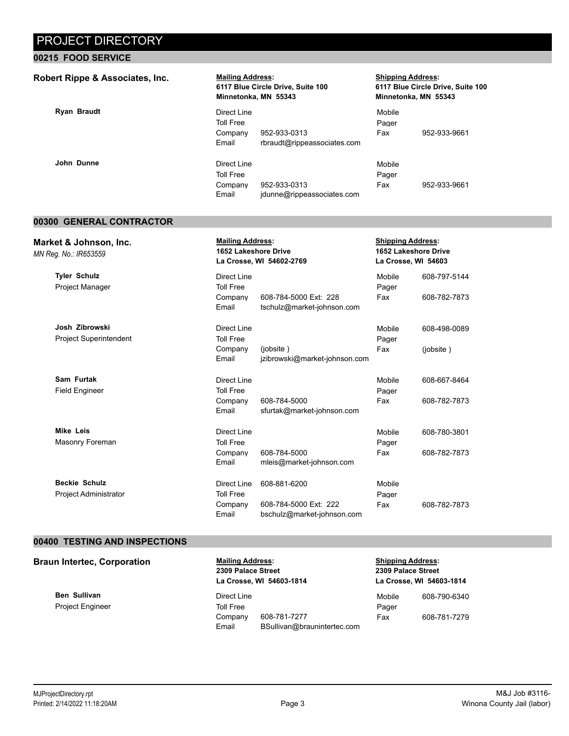# PROJECT DIRECTORY

## 00215 FOOD SERVICE

**Robert Rippe & Associates, Inc.**

| | Mailing Address: | | Shipping Address: | |
|---|---|---|---|---|
| | **6117 Blue Circle Drive, Suite 100** | | **6117 Blue Circle Drive, Suite 100** | |
| | **Minnetonka, MN 55343** | | **Minnetonka, MN 55343** | |

| Contact | | | | |
|---|---|---|---|---|
| **Ryan Braudt** | Direct Line | | Mobile | |
| | Toll Free | | Pager | |
| | Company | 952-933-0313 | Fax | 952-933-9661 |
| | Email | rbraudt@rippeassociates.com | | |
| **John Dunne** | Direct Line | | Mobile | |
| | Toll Free | | Pager | |
| | Company | 952-933-0313 | Fax | 952-933-9661 |
| | Email | jdunne@rippeassociates.com | | |

## 00300 GENERAL CONTRACTOR

**Market & Johnson, Inc.**
*MN Reg. No.: IR653559*

| | Mailing Address: | | Shipping Address: | |
|---|---|---|---|---|
| | **1652 Lakeshore Drive** | | **1652 Lakeshore Drive** | |
| | **La Crosse, WI 54602-2769** | | **La Crosse, WI 54603** | |

| Contact | | | | |
|---|---|---|---|---|
| **Tyler Schulz** | Direct Line | | Mobile | 608-797-5144 |
| Project Manager | Toll Free | | Pager | |
| | Company | 608-784-5000 Ext: 228 | Fax | 608-782-7873 |
| | Email | tschulz@market-johnson.com | | |
| **Josh Zibrowski** | Direct Line | | Mobile | 608-498-0089 |
| Project Superintendent | Toll Free | | Pager | |
| | Company | (jobsite ) | Fax | (jobsite ) |
| | Email | jzibrowski@market-johnson.com | | |
| **Sam Furtak** | Direct Line | | Mobile | 608-667-8464 |
| Field Engineer | Toll Free | | Pager | |
| | Company | 608-784-5000 | Fax | 608-782-7873 |
| | Email | sfurtak@market-johnson.com | | |
| **Mike Leis** | Direct Line | | Mobile | 608-780-3801 |
| Masonry Foreman | Toll Free | | Pager | |
| | Company | 608-784-5000 | Fax | 608-782-7873 |
| | Email | mleis@market-johnson.com | | |
| **Beckie Schulz** | Direct Line | 608-881-6200 | Mobile | |
| Project Administrator | Toll Free | | Pager | |
| | Company | 608-784-5000 Ext: 222 | Fax | 608-782-7873 |
| | Email | bschulz@market-johnson.com | | |

## 00400 TESTING AND INSPECTIONS

**Braun Intertec, Corporation**

| | Mailing Address: | | Shipping Address: | |
|---|---|---|---|---|
| | **2309 Palace Street** | | **2309 Palace Street** | |
| | **La Crosse, WI 54603-1814** | | **La Crosse, WI 54603-1814** | |

| Contact | | | | |
|---|---|---|---|---|
| **Ben Sullivan** | Direct Line | | Mobile | 608-790-6340 |
| Project Engineer | Toll Free | | Pager | |
| | Company | 608-781-7277 | Fax | 608-781-7279 |
| | Email | BSullivan@braunintertec.com | | |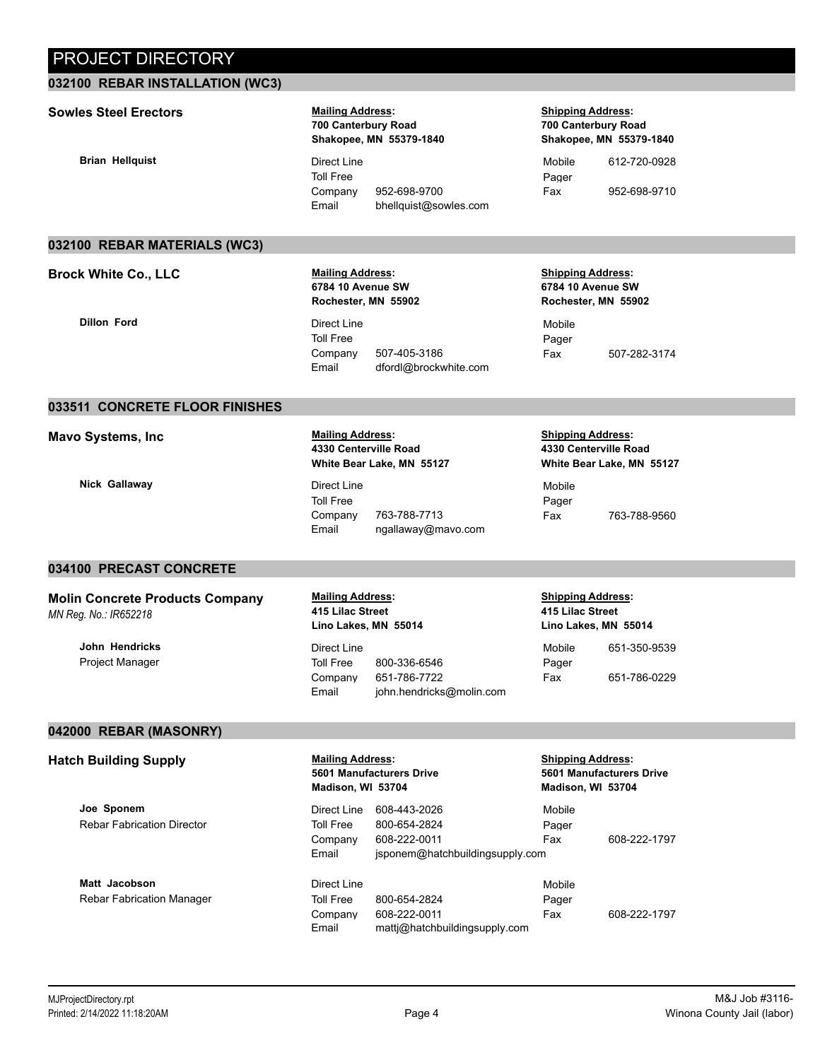# PROJECT DIRECTORY

## 032100 REBAR INSTALLATION (WC3)

**Sowles Steel Erectors**

**Mailing Address:**
**700 Canterbury Road**
**Shakopee, MN 55379-1840**

**Shipping Address:**
**700 Canterbury Road**
**Shakopee, MN 55379-1840**

**Brian Hellquist**

| | | | |
|---|---|---|---|
| Direct Line | | Mobile | 612-720-0928 |
| Toll Free | | Pager | |
| Company | 952-698-9700 | Fax | 952-698-9710 |
| Email | bhellquist@sowles.com | | |

## 032100 REBAR MATERIALS (WC3)

**Brock White Co., LLC**

**Mailing Address:**
**6784 10 Avenue SW**
**Rochester, MN 55902**

**Shipping Address:**
**6784 10 Avenue SW**
**Rochester, MN 55902**

**Dillon Ford**

| | | | |
|---|---|---|---|
| Direct Line | | Mobile | |
| Toll Free | | Pager | |
| Company | 507-405-3186 | Fax | 507-282-3174 |
| Email | dfordl@brockwhite.com | | |

## 033511 CONCRETE FLOOR FINISHES

**Mavo Systems, Inc**

**Mailing Address:**
**4330 Centerville Road**
**White Bear Lake, MN 55127**

**Shipping Address:**
**4330 Centerville Road**
**White Bear Lake, MN 55127**

**Nick Gallaway**

| | | | |
|---|---|---|---|
| Direct Line | | Mobile | |
| Toll Free | | Pager | |
| Company | 763-788-7713 | Fax | 763-788-9560 |
| Email | ngallaway@mavo.com | | |

## 034100 PRECAST CONCRETE

**Molin Concrete Products Company**
*MN Reg. No.: IR652218*

**Mailing Address:**
**415 Lilac Street**
**Lino Lakes, MN 55014**

**Shipping Address:**
**415 Lilac Street**
**Lino Lakes, MN 55014**

**John Hendricks**
Project Manager

| | | | |
|---|---|---|---|
| Direct Line | | Mobile | 651-350-9539 |
| Toll Free | 800-336-6546 | Pager | |
| Company | 651-786-7722 | Fax | 651-786-0229 |
| Email | john.hendricks@molin.com | | |

## 042000 REBAR (MASONRY)

**Hatch Building Supply**

**Mailing Address:**
**5601 Manufacturers Drive**
**Madison, WI 53704**

**Shipping Address:**
**5601 Manufacturers Drive**
**Madison, WI 53704**

**Joe Sponem**
Rebar Fabrication Director

| | | | |
|---|---|---|---|
| Direct Line | 608-443-2026 | Mobile | |
| Toll Free | 800-654-2824 | Pager | |
| Company | 608-222-0011 | Fax | 608-222-1797 |
| Email | jsponem@hatchbuildingsupply.com | | |

**Matt Jacobson**
Rebar Fabrication Manager

| | | | |
|---|---|---|---|
| Direct Line | | Mobile | |
| Toll Free | 800-654-2824 | Pager | |
| Company | 608-222-0011 | Fax | 608-222-1797 |
| Email | mattj@hatchbuildingsupply.com | | |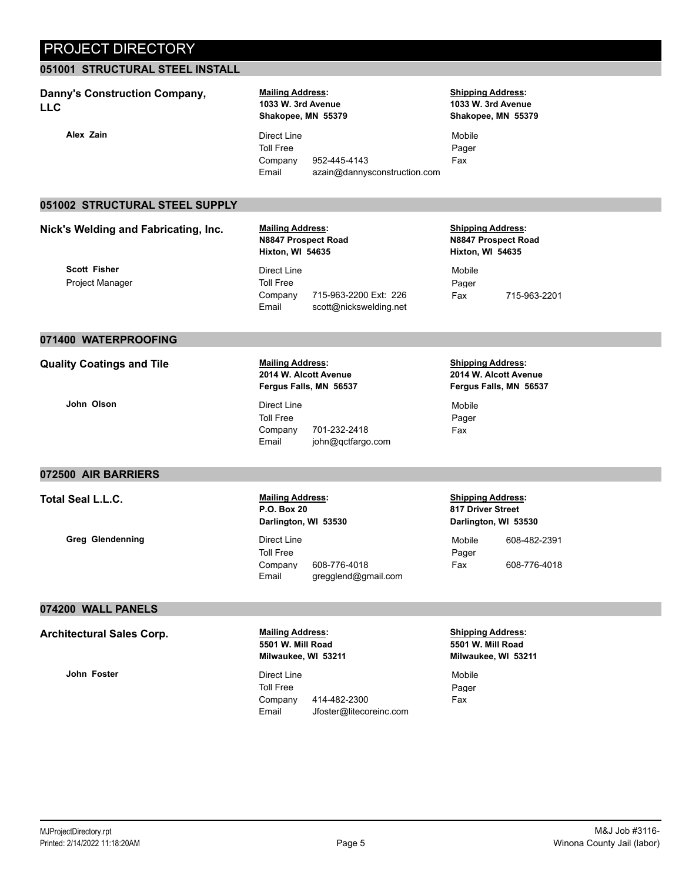# PROJECT DIRECTORY

## 051001 STRUCTURAL STEEL INSTALL

**Danny's Construction Company, LLC**

**Mailing Address:**
**1033 W. 3rd Avenue**
**Shakopee, MN 55379**

**Shipping Address:**
**1033 W. 3rd Avenue**
**Shakopee, MN 55379**

**Alex Zain**

| | | | |
|---|---|---|---|
| Direct Line | | Mobile | |
| Toll Free | | Pager | |
| Company | 952-445-4143 | Fax | |
| Email | azain@dannysconstruction.com | | |

## 051002 STRUCTURAL STEEL SUPPLY

**Nick's Welding and Fabricating, Inc.**

**Mailing Address:**
**N8847 Prospect Road**
**Hixton, WI 54635**

**Shipping Address:**
**N8847 Prospect Road**
**Hixton, WI 54635**

**Scott Fisher**
Project Manager

| | | | |
|---|---|---|---|
| Direct Line | | Mobile | |
| Toll Free | | Pager | |
| Company | 715-963-2200 Ext: 226 | Fax | 715-963-2201 |
| Email | scott@nickswelding.net | | |

## 071400 WATERPROOFING

**Quality Coatings and Tile**

**Mailing Address:**
**2014 W. Alcott Avenue**
**Fergus Falls, MN 56537**

**Shipping Address:**
**2014 W. Alcott Avenue**
**Fergus Falls, MN 56537**

**John Olson**

| | | | |
|---|---|---|---|
| Direct Line | | Mobile | |
| Toll Free | | Pager | |
| Company | 701-232-2418 | Fax | |
| Email | john@qctfargo.com | | |

## 072500 AIR BARRIERS

**Total Seal L.L.C.**

**Mailing Address:**
**P.O. Box 20**
**Darlington, WI 53530**

**Shipping Address:**
**817 Driver Street**
**Darlington, WI 53530**

**Greg Glendenning**

| | | | |
|---|---|---|---|
| Direct Line | | Mobile | 608-482-2391 |
| Toll Free | | Pager | |
| Company | 608-776-4018 | Fax | 608-776-4018 |
| Email | gregglend@gmail.com | | |

## 074200 WALL PANELS

**Architectural Sales Corp.**

**Mailing Address:**
**5501 W. Mill Road**
**Milwaukee, WI 53211**

**Shipping Address:**
**5501 W. Mill Road**
**Milwaukee, WI 53211**

**John Foster**

| | | | |
|---|---|---|---|
| Direct Line | | Mobile | |
| Toll Free | | Pager | |
| Company | 414-482-2300 | Fax | |
| Email | Jfoster@litecoreinc.com | | |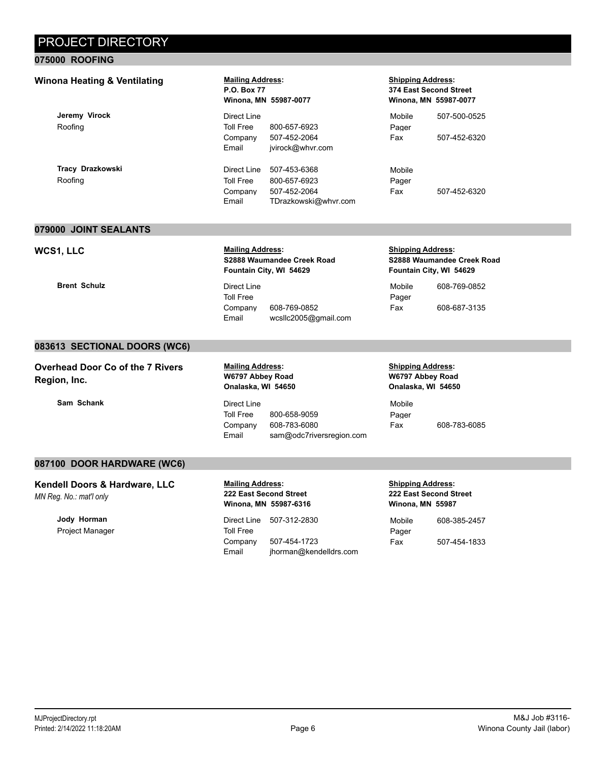# PROJECT DIRECTORY

## 075000 ROOFING

### Winona Heating & Ventilating

**Mailing Address:**
**P.O. Box 77**
**Winona, MN 55987-0077**

**Shipping Address:**
**374 East Second Street**
**Winona, MN 55987-0077**

**Jeremy Virock**
Roofing

| | | | |
|---|---|---|---|
| Direct Line | | Mobile | 507-500-0525 |
| Toll Free | 800-657-6923 | Pager | |
| Company | 507-452-2064 | Fax | 507-452-6320 |
| Email | jvirock@whvr.com | | |

**Tracy Drazkowski**
Roofing

| | | | |
|---|---|---|---|
| Direct Line | 507-453-6368 | Mobile | |
| Toll Free | 800-657-6923 | Pager | |
| Company | 507-452-2064 | Fax | 507-452-6320 |
| Email | TDrazkowski@whvr.com | | |

## 079000 JOINT SEALANTS

### WCS1, LLC

**Mailing Address:**
**S2888 Waumandee Creek Road**
**Fountain City, WI 54629**

**Shipping Address:**
**S2888 Waumandee Creek Road**
**Fountain City, WI 54629**

**Brent Schulz**

| | | | |
|---|---|---|---|
| Direct Line | | Mobile | 608-769-0852 |
| Toll Free | | Pager | |
| Company | 608-769-0852 | Fax | 608-687-3135 |
| Email | wcsllc2005@gmail.com | | |

## 083613 SECTIONAL DOORS (WC6)

### Overhead Door Co of the 7 Rivers Region, Inc.

**Mailing Address:**
**W6797 Abbey Road**
**Onalaska, WI 54650**

**Shipping Address:**
**W6797 Abbey Road**
**Onalaska, WI 54650**

**Sam Schank**

| | | | |
|---|---|---|---|
| Direct Line | | Mobile | |
| Toll Free | 800-658-9059 | Pager | |
| Company | 608-783-6080 | Fax | 608-783-6085 |
| Email | sam@odc7riversregion.com | | |

## 087100 DOOR HARDWARE (WC6)

### Kendell Doors & Hardware, LLC

*MN Reg. No.: mat'l only*

**Mailing Address:**
**222 East Second Street**
**Winona, MN 55987-6316**

**Shipping Address:**
**222 East Second Street**
**Winona, MN 55987**

**Jody Horman**
Project Manager

| | | | |
|---|---|---|---|
| Direct Line | 507-312-2830 | Mobile | 608-385-2457 |
| Toll Free | | Pager | |
| Company | 507-454-1723 | Fax | 507-454-1833 |
| Email | jhorman@kendelldrs.com | | |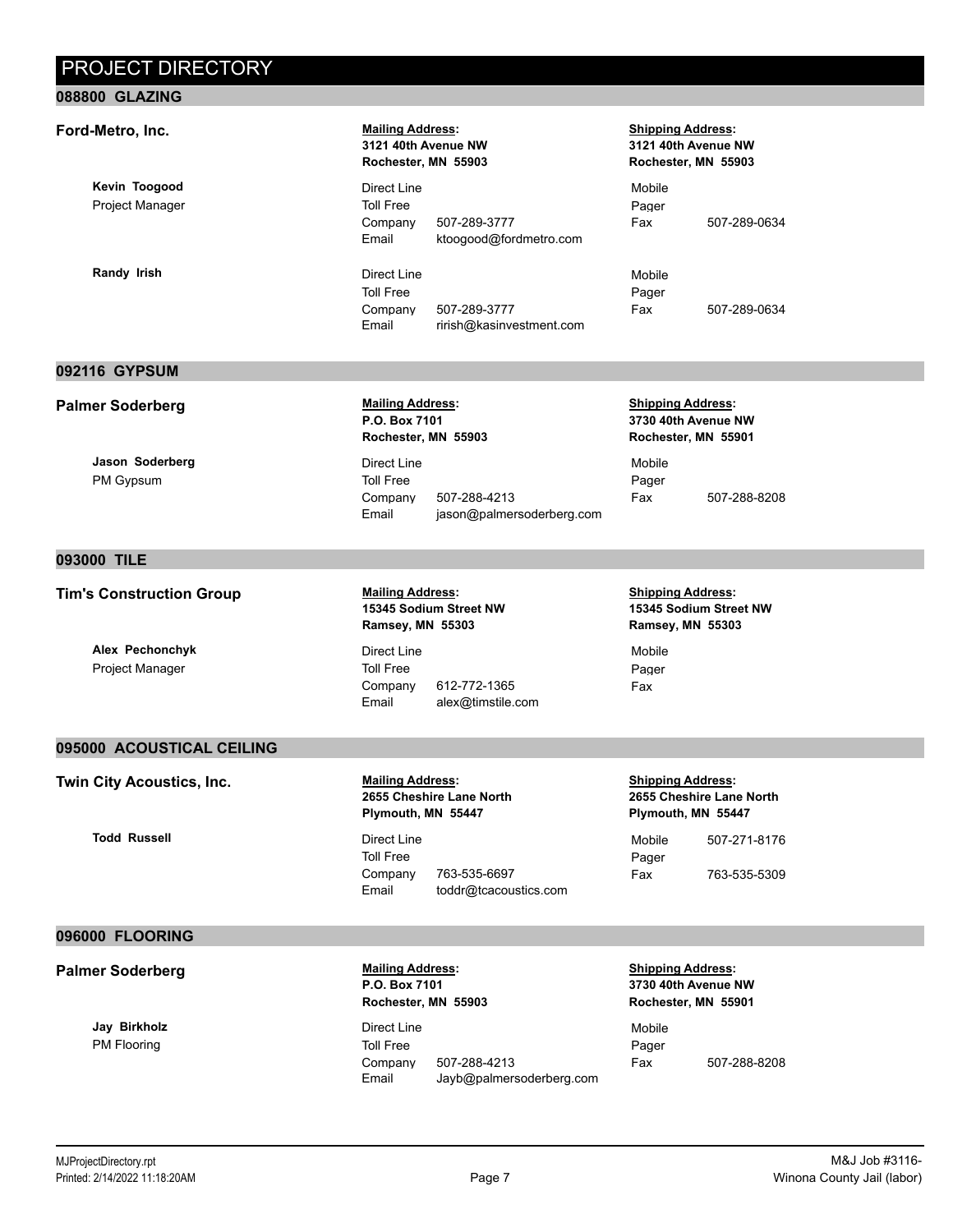# PROJECT DIRECTORY

## 088800 GLAZING

### Ford-Metro, Inc.

**Mailing Address:**
**3121 40th Avenue NW**
**Rochester, MN 55903**

**Shipping Address:**
**3121 40th Avenue NW**
**Rochester, MN 55903**

**Kevin Toogood**
Project Manager

| | | | |
|---|---|---|---|
| Direct Line | | Mobile | |
| Toll Free | | Pager | |
| Company | 507-289-3777 | Fax | 507-289-0634 |
| Email | ktoogood@fordmetro.com | | |

**Randy Irish**

| | | | |
|---|---|---|---|
| Direct Line | | Mobile | |
| Toll Free | | Pager | |
| Company | 507-289-3777 | Fax | 507-289-0634 |
| Email | rirish@kasinvestment.com | | |

## 092116 GYPSUM

### Palmer Soderberg

**Mailing Address:**
**P.O. Box 7101**
**Rochester, MN 55903**

**Shipping Address:**
**3730 40th Avenue NW**
**Rochester, MN 55901**

**Jason Soderberg**
PM Gypsum

| | | | |
|---|---|---|---|
| Direct Line | | Mobile | |
| Toll Free | | Pager | |
| Company | 507-288-4213 | Fax | 507-288-8208 |
| Email | jason@palmersoderberg.com | | |

## 093000 TILE

### Tim's Construction Group

**Mailing Address:**
**15345 Sodium Street NW**
**Ramsey, MN 55303**

**Shipping Address:**
**15345 Sodium Street NW**
**Ramsey, MN 55303**

**Alex Pechonchyk**
Project Manager

| | | | |
|---|---|---|---|
| Direct Line | | Mobile | |
| Toll Free | | Pager | |
| Company | 612-772-1365 | Fax | |
| Email | alex@timstile.com | | |

## 095000 ACOUSTICAL CEILING

### Twin City Acoustics, Inc.

**Mailing Address:**
**2655 Cheshire Lane North**
**Plymouth, MN 55447**

**Shipping Address:**
**2655 Cheshire Lane North**
**Plymouth, MN 55447**

**Todd Russell**

| | | | |
|---|---|---|---|
| Direct Line | | Mobile | 507-271-8176 |
| Toll Free | | Pager | |
| Company | 763-535-6697 | Fax | 763-535-5309 |
| Email | toddr@tcacoustics.com | | |

## 096000 FLOORING

### Palmer Soderberg

**Mailing Address:**
**P.O. Box 7101**
**Rochester, MN 55903**

**Shipping Address:**
**3730 40th Avenue NW**
**Rochester, MN 55901**

**Jay Birkholz**
PM Flooring

| | | | |
|---|---|---|---|
| Direct Line | | Mobile | |
| Toll Free | | Pager | |
| Company | 507-288-4213 | Fax | 507-288-8208 |
| Email | Jayb@palmersoderberg.com | | |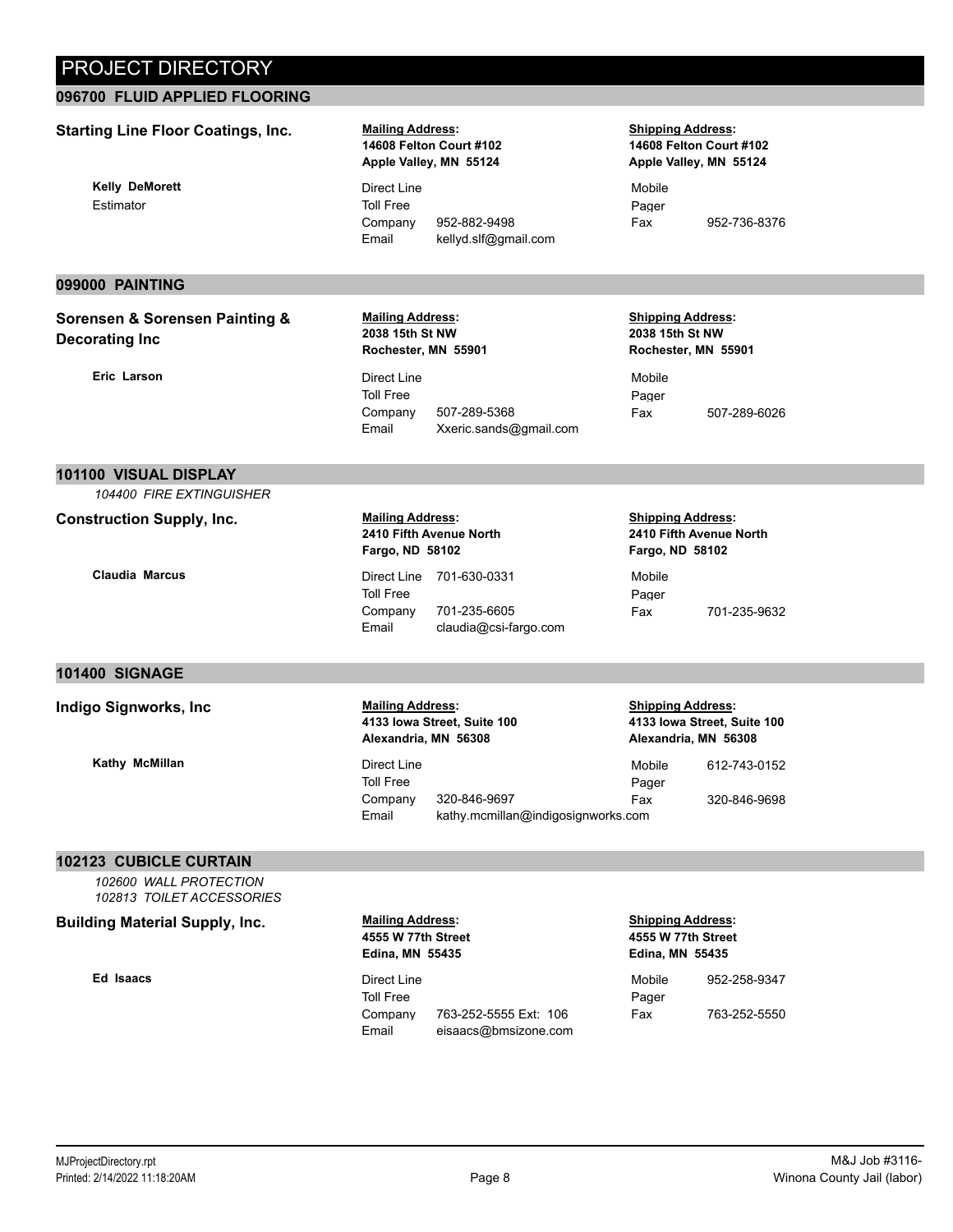# PROJECT DIRECTORY

## 096700 FLUID APPLIED FLOORING

**Starting Line Floor Coatings, Inc.**

**Mailing Address:**
**14608 Felton Court #102**
**Apple Valley, MN 55124**

**Shipping Address:**
**14608 Felton Court #102**
**Apple Valley, MN 55124**

**Kelly DeMorett**
Estimator

| | | | |
|---|---|---|---|
| Direct Line | | Mobile | |
| Toll Free | | Pager | |
| Company | 952-882-9498 | Fax | 952-736-8376 |
| Email | kellyd.slf@gmail.com | | |

## 099000 PAINTING

**Sorensen & Sorensen Painting & Decorating Inc**

**Mailing Address:**
**2038 15th St NW**
**Rochester, MN 55901**

**Shipping Address:**
**2038 15th St NW**
**Rochester, MN 55901**

**Eric Larson**

| | | | |
|---|---|---|---|
| Direct Line | | Mobile | |
| Toll Free | | Pager | |
| Company | 507-289-5368 | Fax | 507-289-6026 |
| Email | Xxeric.sands@gmail.com | | |

## 101100 VISUAL DISPLAY

*104400 FIRE EXTINGUISHER*

**Construction Supply, Inc.**

**Mailing Address:**
**2410 Fifth Avenue North**
**Fargo, ND 58102**

**Shipping Address:**
**2410 Fifth Avenue North**
**Fargo, ND 58102**

**Claudia Marcus**

| | | | |
|---|---|---|---|
| Direct Line | 701-630-0331 | Mobile | |
| Toll Free | | Pager | |
| Company | 701-235-6605 | Fax | 701-235-9632 |
| Email | claudia@csi-fargo.com | | |

## 101400 SIGNAGE

**Indigo Signworks, Inc**

**Mailing Address:**
**4133 Iowa Street, Suite 100**
**Alexandria, MN 56308**

**Shipping Address:**
**4133 Iowa Street, Suite 100**
**Alexandria, MN 56308**

**Kathy McMillan**

| | | | |
|---|---|---|---|
| Direct Line | | Mobile | 612-743-0152 |
| Toll Free | | Pager | |
| Company | 320-846-9697 | Fax | 320-846-9698 |
| Email | kathy.mcmillan@indigosignworks.com | | |

## 102123 CUBICLE CURTAIN

*102600 WALL PROTECTION*
*102813 TOILET ACCESSORIES*

**Building Material Supply, Inc.**

**Mailing Address:**
**4555 W 77th Street**
**Edina, MN 55435**

**Shipping Address:**
**4555 W 77th Street**
**Edina, MN 55435**

**Ed Isaacs**

| | | | |
|---|---|---|---|
| Direct Line | | Mobile | 952-258-9347 |
| Toll Free | | Pager | |
| Company | 763-252-5555 Ext: 106 | Fax | 763-252-5550 |
| Email | eisaacs@bmsizone.com | | |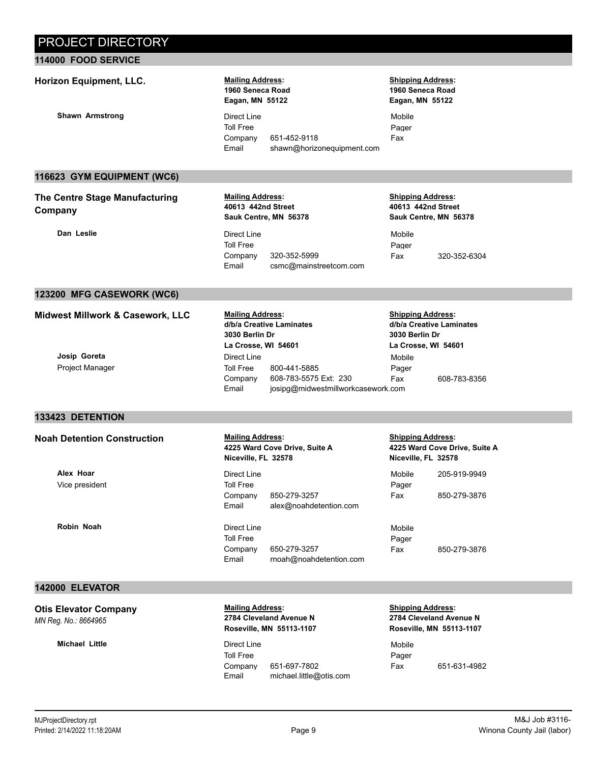# PROJECT DIRECTORY

## 114000 FOOD SERVICE

**Horizon Equipment, LLC.**

**Mailing Address:**
**1960 Seneca Road**
**Eagan, MN 55122**

**Shipping Address:**
**1960 Seneca Road**
**Eagan, MN 55122**

**Shawn Armstrong**

| | | | |
|---|---|---|---|
| Direct Line | | Mobile | |
| Toll Free | | Pager | |
| Company | 651-452-9118 | Fax | |
| Email | shawn@horizonequipment.com | | |

## 116623 GYM EQUIPMENT (WC6)

**The Centre Stage Manufacturing Company**

**Mailing Address:**
**40613 442nd Street**
**Sauk Centre, MN 56378**

**Shipping Address:**
**40613 442nd Street**
**Sauk Centre, MN 56378**

**Dan Leslie**

| | | | |
|---|---|---|---|
| Direct Line | | Mobile | |
| Toll Free | | Pager | |
| Company | 320-352-5999 | Fax | 320-352-6304 |
| Email | csmc@mainstreetcom.com | | |

## 123200 MFG CASEWORK (WC6)

**Midwest Millwork & Casework, LLC**

**Mailing Address:**
**d/b/a Creative Laminates**
**3030 Berlin Dr**
**La Crosse, WI 54601**

**Shipping Address:**
**d/b/a Creative Laminates**
**3030 Berlin Dr**
**La Crosse, WI 54601**

**Josip Goreta**
Project Manager

| | | | |
|---|---|---|---|
| Direct Line | | Mobile | |
| Toll Free | 800-441-5885 | Pager | |
| Company | 608-783-5575 Ext: 230 | Fax | 608-783-8356 |
| Email | josipg@midwestmillworkcasework.com | | |

## 133423 DETENTION

**Noah Detention Construction**

**Mailing Address:**
**4225 Ward Cove Drive, Suite A**
**Niceville, FL 32578**

**Shipping Address:**
**4225 Ward Cove Drive, Suite A**
**Niceville, FL 32578**

**Alex Hoar**
Vice president

| | | | |
|---|---|---|---|
| Direct Line | | Mobile | 205-919-9949 |
| Toll Free | | Pager | |
| Company | 850-279-3257 | Fax | 850-279-3876 |
| Email | alex@noahdetention.com | | |

**Robin Noah**

| | | | |
|---|---|---|---|
| Direct Line | | Mobile | |
| Toll Free | | Pager | |
| Company | 650-279-3257 | Fax | 850-279-3876 |
| Email | rnoah@noahdetention.com | | |

## 142000 ELEVATOR

**Otis Elevator Company**
*MN Reg. No.: 8664965*

**Mailing Address:**
**2784 Cleveland Avenue N**
**Roseville, MN 55113-1107**

**Shipping Address:**
**2784 Cleveland Avenue N**
**Roseville, MN 55113-1107**

**Michael Little**

| | | | |
|---|---|---|---|
| Direct Line | | Mobile | |
| Toll Free | | Pager | |
| Company | 651-697-7802 | Fax | 651-631-4982 |
| Email | michael.little@otis.com | | |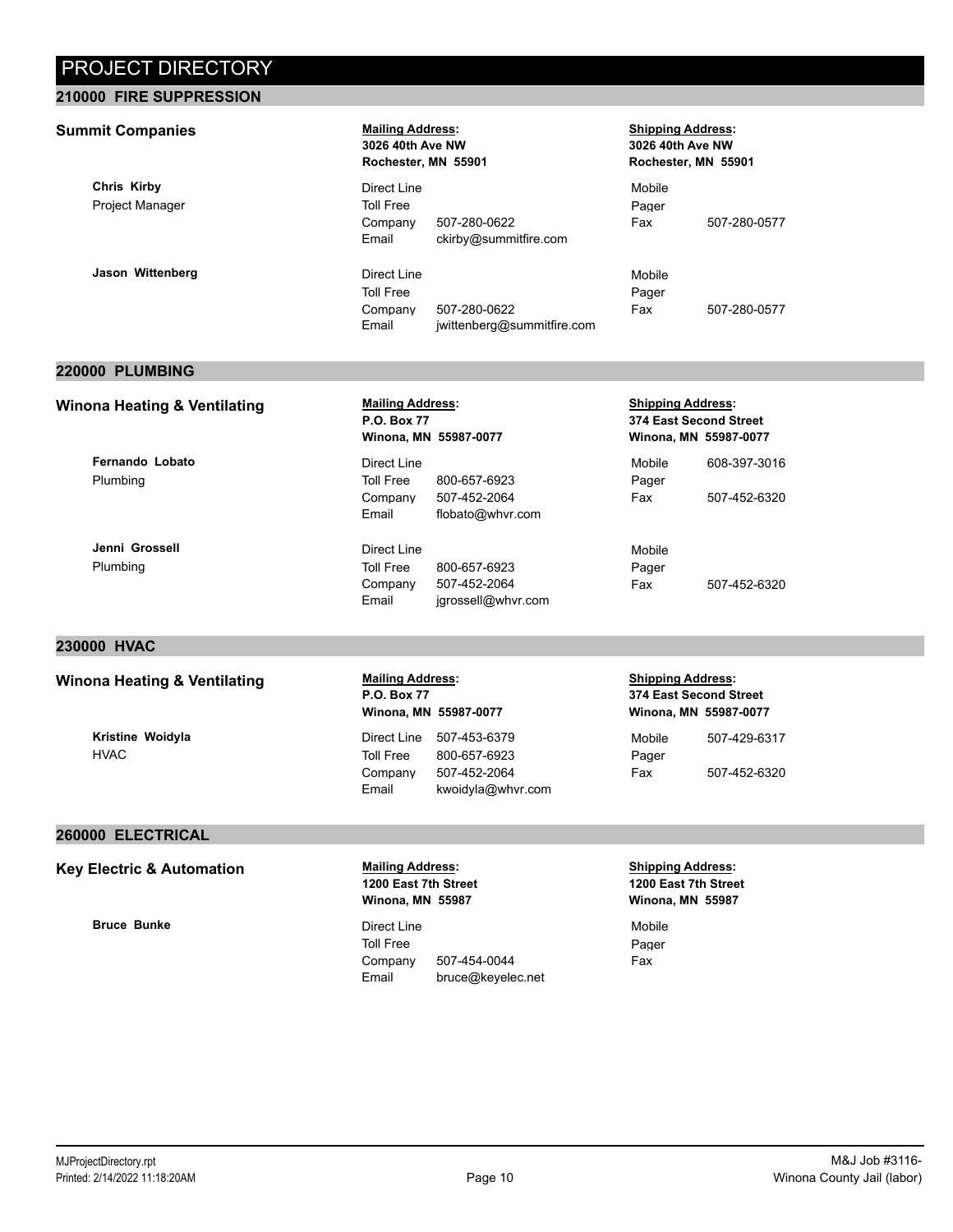# PROJECT DIRECTORY

## 210000 FIRE SUPPRESSION

### Summit Companies

**Mailing Address:**
**3026 40th Ave NW**
**Rochester, MN 55901**

**Shipping Address:**
**3026 40th Ave NW**
**Rochester, MN 55901**

**Chris Kirby**
Project Manager

| | | | |
|---|---|---|---|
| Direct Line | | Mobile | |
| Toll Free | | Pager | |
| Company | 507-280-0622 | Fax | 507-280-0577 |
| Email | ckirby@summitfire.com | | |

**Jason Wittenberg**

| | | | |
|---|---|---|---|
| Direct Line | | Mobile | |
| Toll Free | | Pager | |
| Company | 507-280-0622 | Fax | 507-280-0577 |
| Email | jwittenberg@summitfire.com | | |

## 220000 PLUMBING

### Winona Heating & Ventilating

**Mailing Address:**
**P.O. Box 77**
**Winona, MN 55987-0077**

**Shipping Address:**
**374 East Second Street**
**Winona, MN 55987-0077**

**Fernando Lobato**
Plumbing

| | | | |
|---|---|---|---|
| Direct Line | | Mobile | 608-397-3016 |
| Toll Free | 800-657-6923 | Pager | |
| Company | 507-452-2064 | Fax | 507-452-6320 |
| Email | flobato@whvr.com | | |

**Jenni Grossell**
Plumbing

| | | | |
|---|---|---|---|
| Direct Line | | Mobile | |
| Toll Free | 800-657-6923 | Pager | |
| Company | 507-452-2064 | Fax | 507-452-6320 |
| Email | jgrossell@whvr.com | | |

## 230000 HVAC

### Winona Heating & Ventilating

**Mailing Address:**
**P.O. Box 77**
**Winona, MN 55987-0077**

**Shipping Address:**
**374 East Second Street**
**Winona, MN 55987-0077**

**Kristine Woidyla**
HVAC

| | | | |
|---|---|---|---|
| Direct Line | 507-453-6379 | Mobile | 507-429-6317 |
| Toll Free | 800-657-6923 | Pager | |
| Company | 507-452-2064 | Fax | 507-452-6320 |
| Email | kwoidyla@whvr.com | | |

## 260000 ELECTRICAL

### Key Electric & Automation

**Mailing Address:**
**1200 East 7th Street**
**Winona, MN 55987**

**Shipping Address:**
**1200 East 7th Street**
**Winona, MN 55987**

**Bruce Bunke**

| | | | |
|---|---|---|---|
| Direct Line | | Mobile | |
| Toll Free | | Pager | |
| Company | 507-454-0044 | Fax | |
| Email | bruce@keyelec.net | | |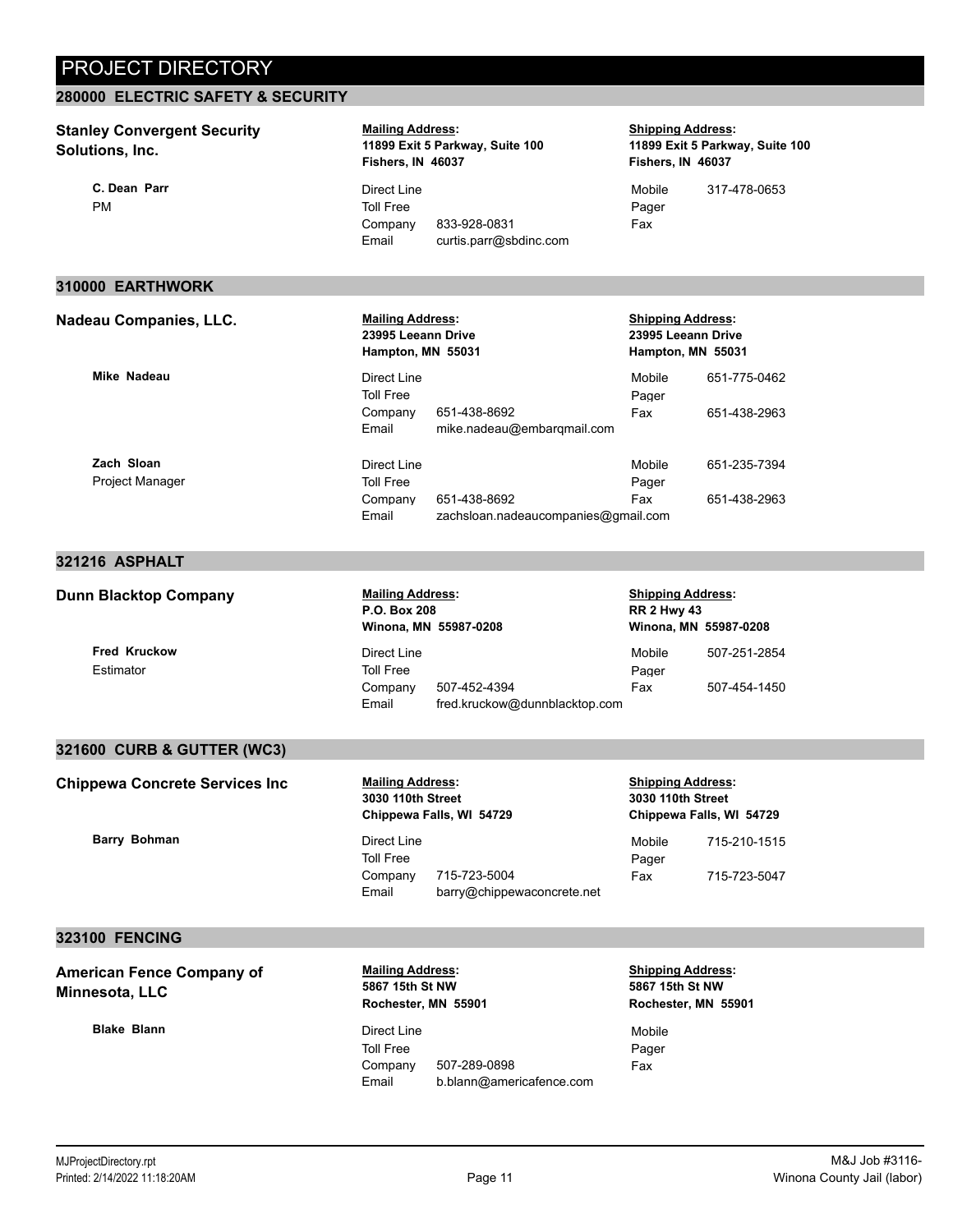# PROJECT DIRECTORY

## 280000 ELECTRIC SAFETY & SECURITY

### Stanley Convergent Security Solutions, Inc.

**Mailing Address:**
**11899 Exit 5 Parkway, Suite 100**
**Fishers, IN 46037**

**Shipping Address:**
**11899 Exit 5 Parkway, Suite 100**
**Fishers, IN 46037**

**C. Dean Parr**
PM

| | | | |
|---|---|---|---|
| Direct Line | | Mobile | 317-478-0653 |
| Toll Free | | Pager | |
| Company | 833-928-0831 | Fax | |
| Email | curtis.parr@sbdinc.com | | |

## 310000 EARTHWORK

### Nadeau Companies, LLC.

**Mailing Address:**
**23995 Leeann Drive**
**Hampton, MN 55031**

**Shipping Address:**
**23995 Leeann Drive**
**Hampton, MN 55031**

**Mike Nadeau**

| | | | |
|---|---|---|---|
| Direct Line | | Mobile | 651-775-0462 |
| Toll Free | | Pager | |
| Company | 651-438-8692 | Fax | 651-438-2963 |
| Email | mike.nadeau@embarqmail.com | | |

**Zach Sloan**
Project Manager

| | | | |
|---|---|---|---|
| Direct Line | | Mobile | 651-235-7394 |
| Toll Free | | Pager | |
| Company | 651-438-8692 | Fax | 651-438-2963 |
| Email | zachsloan.nadeaucompanies@gmail.com | | |

## 321216 ASPHALT

### Dunn Blacktop Company

**Mailing Address:**
**P.O. Box 208**
**Winona, MN 55987-0208**

**Shipping Address:**
**RR 2 Hwy 43**
**Winona, MN 55987-0208**

**Fred Kruckow**
Estimator

| | | | |
|---|---|---|---|
| Direct Line | | Mobile | 507-251-2854 |
| Toll Free | | Pager | |
| Company | 507-452-4394 | Fax | 507-454-1450 |
| Email | fred.kruckow@dunnblacktop.com | | |

## 321600 CURB & GUTTER (WC3)

### Chippewa Concrete Services Inc

**Mailing Address:**
**3030 110th Street**
**Chippewa Falls, WI 54729**

**Shipping Address:**
**3030 110th Street**
**Chippewa Falls, WI 54729**

**Barry Bohman**

| | | | |
|---|---|---|---|
| Direct Line | | Mobile | 715-210-1515 |
| Toll Free | | Pager | |
| Company | 715-723-5004 | Fax | 715-723-5047 |
| Email | barry@chippewaconcrete.net | | |

## 323100 FENCING

### American Fence Company of Minnesota, LLC

**Mailing Address:**
**5867 15th St NW**
**Rochester, MN 55901**

**Shipping Address:**
**5867 15th St NW**
**Rochester, MN 55901**

**Blake Blann**

| | | | |
|---|---|---|---|
| Direct Line | | Mobile | |
| Toll Free | | Pager | |
| Company | 507-289-0898 | Fax | |
| Email | b.blann@americafence.com | | |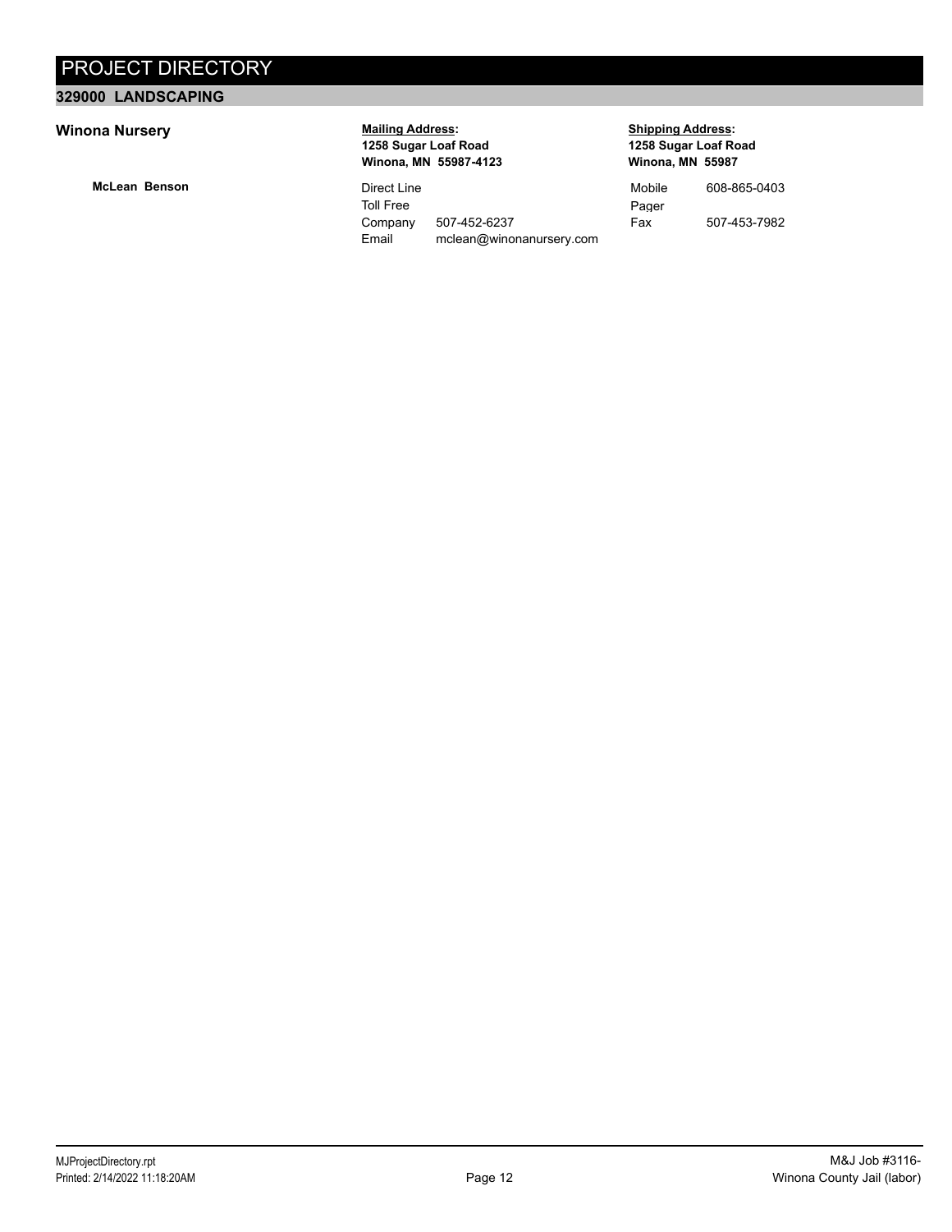# PROJECT DIRECTORY

## 329000 LANDSCAPING

**Winona Nursery**

**Mailing Address:**
**1258 Sugar Loaf Road**
**Winona, MN 55987-4123**

**Shipping Address:**
**1258 Sugar Loaf Road**
**Winona, MN 55987**

**McLean Benson**

| | | | |
|---|---|---|---|
| Direct Line | | Mobile | 608-865-0403 |
| Toll Free | | Pager | |
| Company | 507-452-6237 | Fax | 507-453-7982 |
| Email | mclean@winonanursery.com | | |